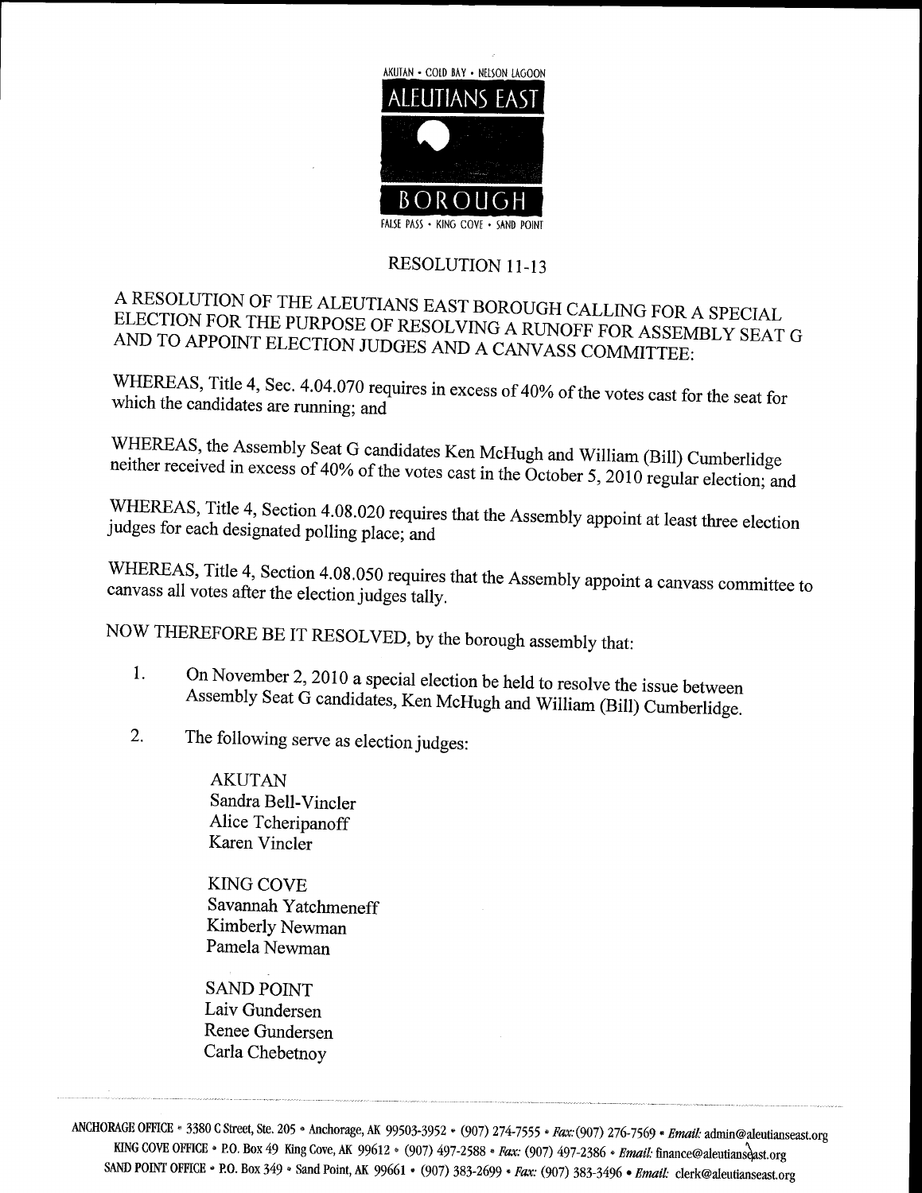AKUTAN • COLD BAY • NELSON LAGOON

ALEUTIANS EAST

BOROUGH

FALSE PASS • KING COVE • SAND POINT

# RESOLUTION 11-13

## A RESOLUTION OF THE ALEUTIANS EAST BOROUGH CALLING FOR A SPECIAL ELECTION FOR THE PURPOSE OF RESOLVING A RUNOFF FOR ASSEMBLY SEAT G AND TO APPOINT ELECTION JUDGES AND A CANVASS COMMITTEE:

WHEREAS, Title 4, Sec. 4.04.070 requires in excess of 40% of the votes cast for the seat for which the candidates are running; and

WHEREAS, the Assembly Seat G candidates Ken McHugh and William (Bill) Cumberlidge neither received in excess of 40% of the votes cast in the October 5, 2010 regular election; and

WHEREAS, Title 4, Section 4.08.020 requires that the Assembly appoint at least three election judges for each designated polling place; and

WHEREAS, Title 4, Section 4.08.050 requires that the Assembly appoint a canvass committee to canvass all votes after the election judges tally.

NOW THEREFORE BE IT RESOLVED, by the borough assembly that:

1. On November 2, 2010 a special election be held to resolve the issue between Assembly Seat G candidates, Ken McHugh and William (Bill) Cumberlidge.

2. The following serve as election judges:

   AKUTAN
   Sandra Bell-Vincler
   Alice Tcheripanoff
   Karen Vincler

   KING COVE
   Savannah Yatchmeneff
   Kimberly Newman
   Pamela Newman

   SAND POINT
   Laiv Gundersen
   Renee Gundersen
   Carla Chebetnoy

ANCHORAGE OFFICE • 3380 C Street, Ste. 205 • Anchorage, AK 99503-3952 • (907) 274-7555 • Fax: (907) 276-7569 • Email: admin@aleutianseast.org
KING COVE OFFICE • P.O. Box 49 King Cove, AK 99612 • (907) 497-2588 • Fax: (907) 497-2386 • Email: finance@aleutianseast.org
SAND POINT OFFICE • P.O. Box 349 • Sand Point, AK 99661 • (907) 383-2699 • Fax: (907) 383-3496 • Email: clerk@aleutianseast.org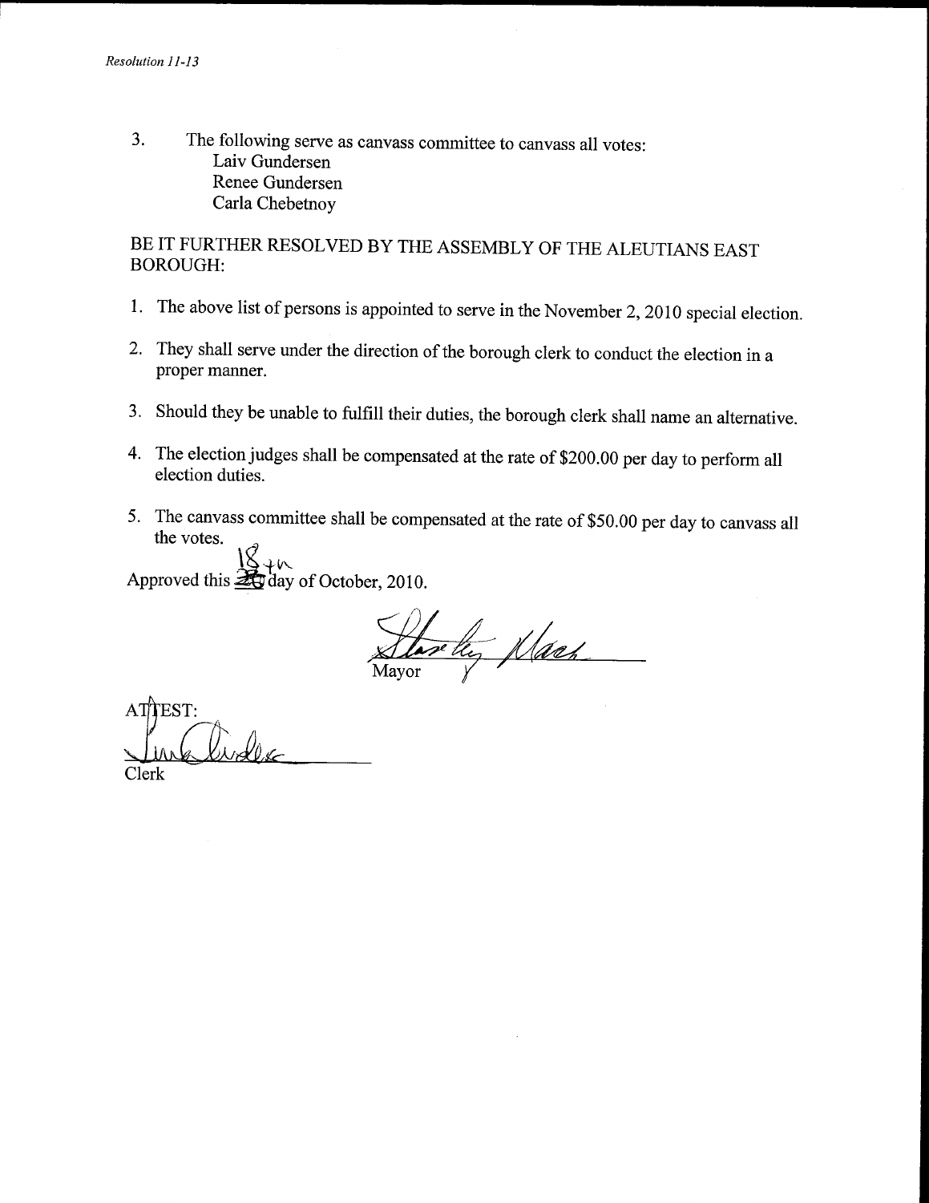3. The following serve as canvass committee to canvass all votes:
   Laiv Gundersen
   Renee Gundersen
   Carla Chebetnoy

BE IT FURTHER RESOLVED BY THE ASSEMBLY OF THE ALEUTIANS EAST BOROUGH:

1. The above list of persons is appointed to serve in the November 2, 2010 special election.
2. They shall serve under the direction of the borough clerk to conduct the election in a proper manner.
3. Should they be unable to fulfill their duties, the borough clerk shall name an alternative.
4. The election judges shall be compensated at the rate of $200.00 per day to perform all election duties.
5. The canvass committee shall be compensated at the rate of $50.00 per day to canvass all the votes.

Approved this ~~20~~ 18th day of October, 2010.

Mayor

ATTEST:

Clerk